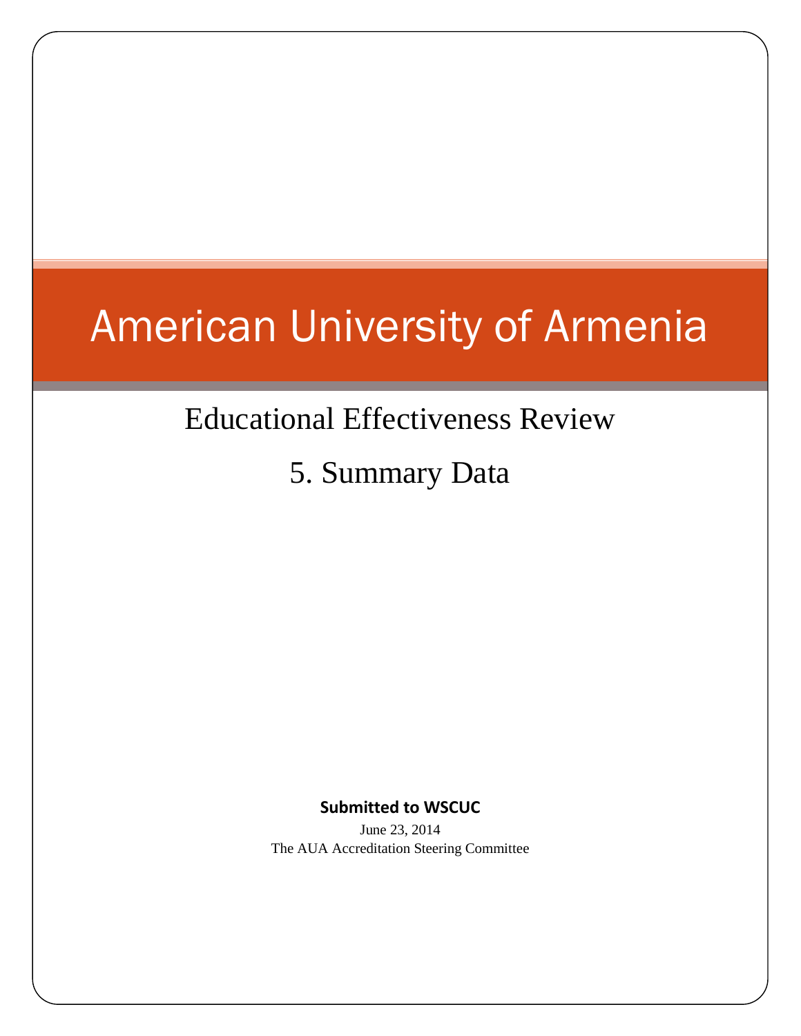# American University of Armenia

## Educational Effectiveness Review

## 5. Summary Data

**Submitted to WSCUC**

June 23, 2014

The AUA Accreditation Steering Committee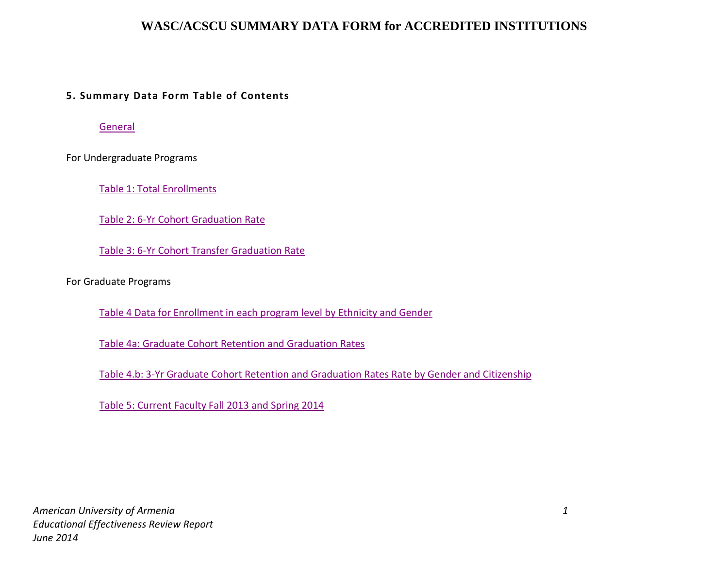# WASC/ACSCU SUMMARY DATA FORM for ACCREDITED INSTITUTIONS

### 5. Summary Data Form Table of Contents

General

For Undergraduate Programs

Table 1: Total Enrollments

Table 2: 6-Yr Cohort Graduation Rate

Table 3: 6-Yr Cohort Transfer Graduation Rate

For Graduate Programs

Table 4 Data for Enrollment in each program level by Ethnicity and Gender

Table 4a: Graduate Cohort Retention and Graduation Rates

Table 4.b: 3-Yr Graduate Cohort Retention and Graduation Rates Rate by Gender and Citizenship

Table 5: Current Faculty Fall 2013 and Spring 2014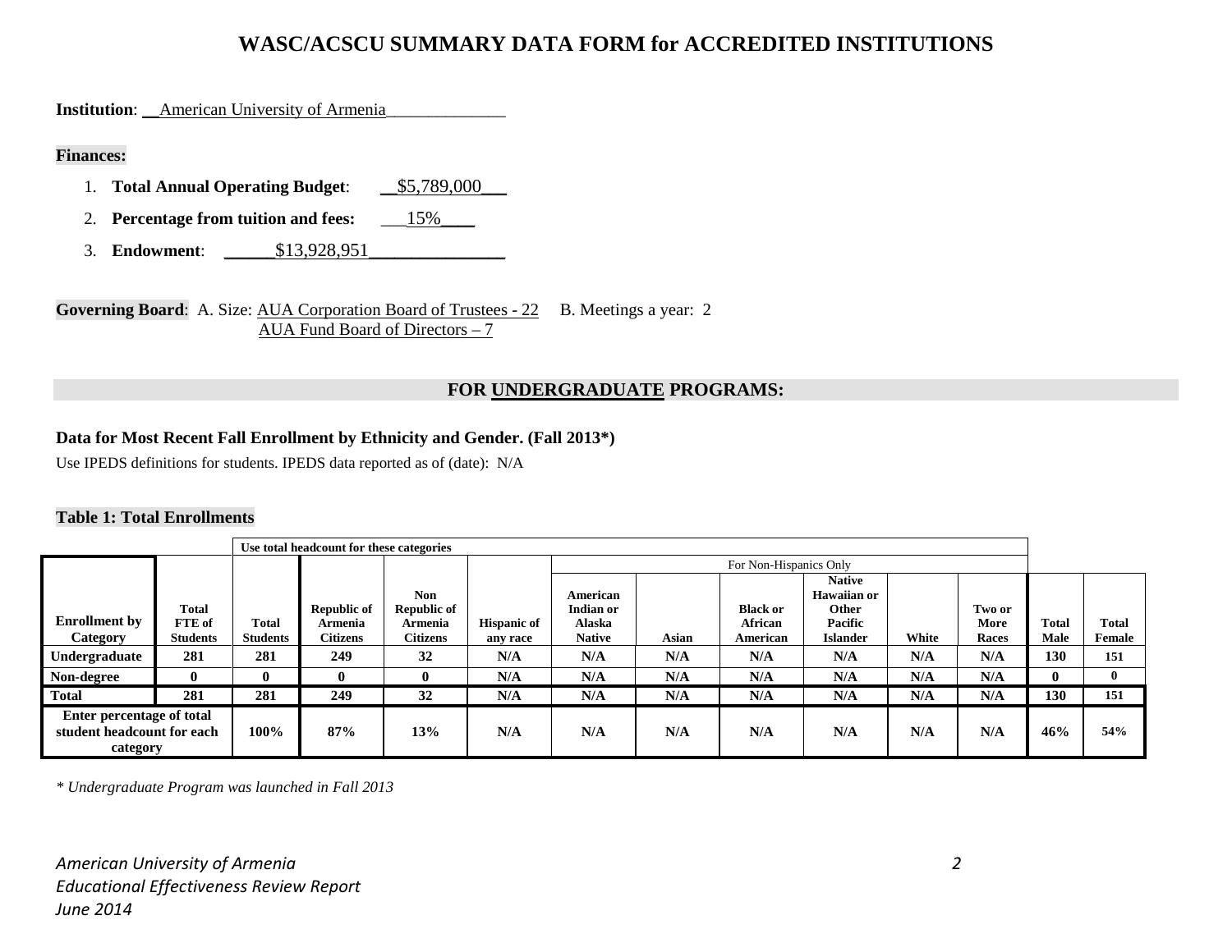# WASC/ACSCU SUMMARY DATA FORM for ACCREDITED INSTITUTIONS

**Institution**: __American University of Armenia______________

**Finances:**

1. **Total Annual Operating Budget**: __$5,789,000___
2. **Percentage from tuition and fees:** ___15%____
3. **Endowment**: ______$13,928,951________________

**Governing Board**: A. Size: AUA Corporation Board of Trustees - 22 B. Meetings a year: 2
AUA Fund Board of Directors – 7

## FOR UNDERGRADUATE PROGRAMS:

**Data for Most Recent Fall Enrollment by Ethnicity and Gender. (Fall 2013*)**

Use IPEDS definitions for students. IPEDS data reported as of (date): N/A

**Table 1: Total Enrollments**

| | | Use total headcount for these categories | | | | | | | | | | | | |
|---|---|---|---|---|---|---|---|---|---|---|---|---|---|---|
| | | | | | | For Non-Hispanics Only | | | | | | | | |
| **Enrollment by Category** | **Total FTE of Students** | **Total Students** | **Republic of Armenia Citizens** | **Non Republic of Armenia Citizens** | **Hispanic of any race** | **American Indian or Alaska Native** | **Asian** | **Black or African American** | **Native Hawaiian or Other Pacific Islander** | **White** | **Two or More Races** | **Total Male** | **Total Female** |
| **Undergraduate** | **281** | **281** | **249** | **32** | **N/A** | **N/A** | **N/A** | **N/A** | **N/A** | **N/A** | **N/A** | **130** | **151** |
| **Non-degree** | **0** | **0** | **0** | **0** | **N/A** | **N/A** | **N/A** | **N/A** | **N/A** | **N/A** | **N/A** | **0** | **0** |
| **Total** | **281** | **281** | **249** | **32** | **N/A** | **N/A** | **N/A** | **N/A** | **N/A** | **N/A** | **N/A** | **130** | **151** |
| **Enter percentage of total student headcount for each category** | | **100%** | **87%** | **13%** | **N/A** | **N/A** | **N/A** | **N/A** | **N/A** | **N/A** | **N/A** | **46%** | **54%** |

*\* Undergraduate Program was launched in Fall 2013*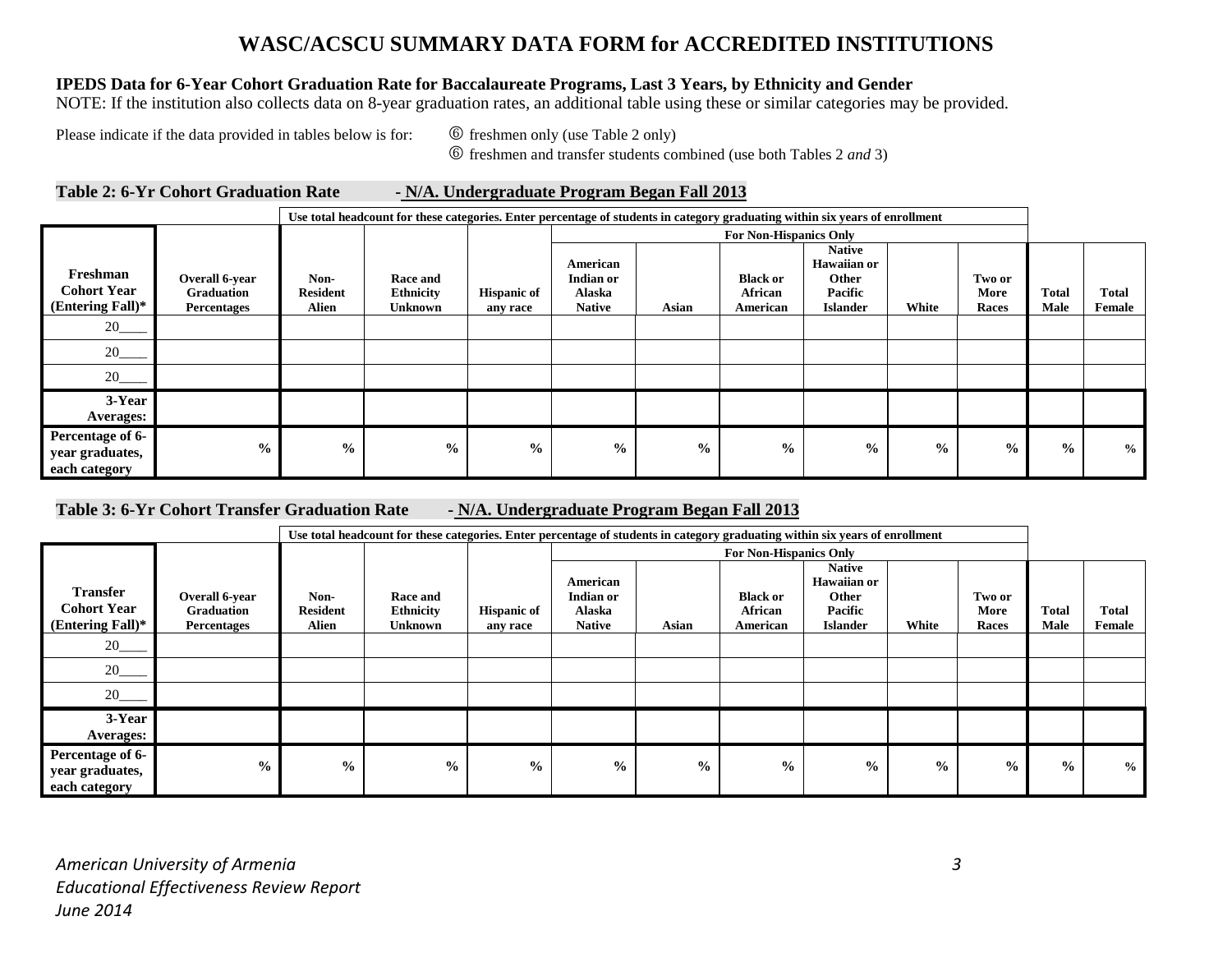# WASC/ACSCU SUMMARY DATA FORM for ACCREDITED INSTITUTIONS

**IPEDS Data for 6-Year Cohort Graduation Rate for Baccalaureate Programs, Last 3 Years, by Ethnicity and Gender**
NOTE: If the institution also collects data on 8-year graduation rates, an additional table using these or similar categories may be provided.

Please indicate if the data provided in tables below is for:
⑥ freshmen only (use Table 2 only)
⑥ freshmen and transfer students combined (use both Tables 2 *and* 3)

**Table 2: 6-Yr Cohort Graduation Rate - N/A. Undergraduate Program Began Fall 2013**

| | | Use total headcount for these categories. Enter percentage of students in category graduating within six years of enrollment | | | | | | | | | | |
|---|---|---|---|---|---|---|---|---|---|---|---|---|
| | | | | | For Non-Hispanics Only | | | | | | | |
| **Freshman Cohort Year (Entering Fall)*** | **Overall 6-year Graduation Percentages** | **Non-Resident Alien** | **Race and Ethnicity Unknown** | **Hispanic of any race** | **American Indian or Alaska Native** | **Asian** | **Black or African American** | **Native Hawaiian or Other Pacific Islander** | **White** | **Two or More Races** | **Total Male** | **Total Female** |
| 20____ | | | | | | | | | | | | |
| 20____ | | | | | | | | | | | | |
| 20____ | | | | | | | | | | | | |
| **3-Year Averages:** | | | | | | | | | | | | |
| **Percentage of 6-year graduates, each category** | **%** | **%** | **%** | **%** | **%** | **%** | **%** | **%** | **%** | **%** | **%** | **%** |

**Table 3: 6-Yr Cohort Transfer Graduation Rate - N/A. Undergraduate Program Began Fall 2013**

| | | Use total headcount for these categories. Enter percentage of students in category graduating within six years of enrollment | | | | | | | | | | |
|---|---|---|---|---|---|---|---|---|---|---|---|---|
| | | | | | For Non-Hispanics Only | | | | | | | |
| **Transfer Cohort Year (Entering Fall)*** | **Overall 6-year Graduation Percentages** | **Non-Resident Alien** | **Race and Ethnicity Unknown** | **Hispanic of any race** | **American Indian or Alaska Native** | **Asian** | **Black or African American** | **Native Hawaiian or Other Pacific Islander** | **White** | **Two or More Races** | **Total Male** | **Total Female** |
| 20____ | | | | | | | | | | | | |
| 20____ | | | | | | | | | | | | |
| 20____ | | | | | | | | | | | | |
| **3-Year Averages:** | | | | | | | | | | | | |
| **Percentage of 6-year graduates, each category** | **%** | **%** | **%** | **%** | **%** | **%** | **%** | **%** | **%** | **%** | **%** | **%** |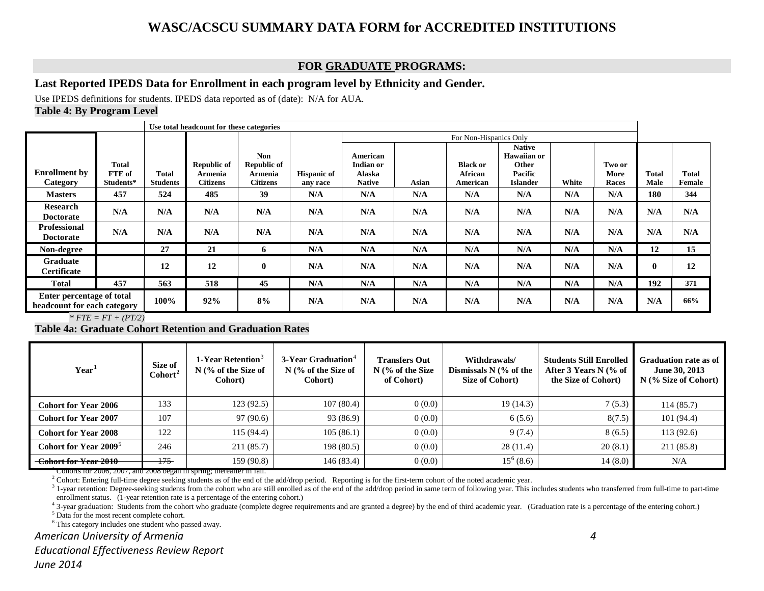# WASC/ACSCU SUMMARY DATA FORM for ACCREDITED INSTITUTIONS

## FOR GRADUATE PROGRAMS:

### Last Reported IPEDS Data for Enrollment in each program level by Ethnicity and Gender.

Use IPEDS definitions for students. IPEDS data reported as of (date): N/A for AUA.

**Table 4: By Program Level**

| | | Use total headcount for these categories | | | | For Non-Hispanics Only | | | | | | | |
|---|---|---|---|---|---|---|---|---|---|---|---|---|---|
| **Enrollment by Category** | **Total FTE of Students*** | **Total Students** | **Republic of Armenia Citizens** | **Non Republic of Armenia Citizens** | **Hispanic of any race** | **American Indian or Alaska Native** | **Asian** | **Black or African American** | **Native Hawaiian or Other Pacific Islander** | **White** | **Two or More Races** | **Total Male** | **Total Female** |
| **Masters** | 457 | 524 | 485 | 39 | N/A | N/A | N/A | N/A | N/A | N/A | N/A | 180 | 344 |
| **Research Doctorate** | N/A | N/A | N/A | N/A | N/A | N/A | N/A | N/A | N/A | N/A | N/A | N/A | N/A |
| **Professional Doctorate** | N/A | N/A | N/A | N/A | N/A | N/A | N/A | N/A | N/A | N/A | N/A | N/A | N/A |
| **Non-degree** | | 27 | 21 | 6 | N/A | N/A | N/A | N/A | N/A | N/A | N/A | 12 | 15 |
| **Graduate Certificate** | | 12 | 12 | 0 | N/A | N/A | N/A | N/A | N/A | N/A | N/A | 0 | 12 |
| **Total** | 457 | 563 | 518 | 45 | N/A | N/A | N/A | N/A | N/A | N/A | N/A | 192 | 371 |
| **Enter percentage of total headcount for each category** | | 100% | 92% | 8% | N/A | N/A | N/A | N/A | N/A | N/A | N/A | N/A | 66% |

*\* FTE = FT + (PT/2)*

**Table 4a: Graduate Cohort Retention and Graduation Rates**

| Year[1] | Size of Cohort[2] | 1-Year Retention[3] N (% of the Size of Cohort) | 3-Year Graduation[4] N (% of the Size of Cohort) | Transfers Out N (% of the Size of Cohort) | Withdrawals/ Dismissals N (% of the Size of Cohort) | Students Still Enrolled After 3 Years N (% of the Size of Cohort) | Graduation rate as of June 30, 2013 N (% Size of Cohort) |
|---|---|---|---|---|---|---|---|
| **Cohort for Year 2006** | 133 | 123 (92.5) | 107 (80.4) | 0 (0.0) | 19 (14.3) | 7 (5.3) | 114 (85.7) |
| **Cohort for Year 2007** | 107 | 97 (90.6) | 93 (86.9) | 0 (0.0) | 6 (5.6) | 8(7.5) | 101 (94.4) |
| **Cohort for Year 2008** | 122 | 115 (94.4) | 105 (86.1) | 0 (0.0) | 9 (7.4) | 8 (6.5) | 113 (92.6) |
| **Cohort for Year 2009**[5] | 246 | 211 (85.7) | 198 (80.5) | 0 (0.0) | 28 (11.4) | 20 (8.1) | 211 (85.8) |
| **Cohort for Year 2010** | 175 | 159 (90.8) | 146 (83.4) | 0 (0.0) | 15[6] (8.6) | 14 (8.0) | N/A |

[1] Cohorts for 2006, 2007, and 2008 began in spring; thereafter in fall.

[2] Cohort: Entering full-time degree seeking students as of the end of the add/drop period. Reporting is for the first-term cohort of the noted academic year.

[3] 1-year retention: Degree-seeking students from the cohort who are still enrolled as of the end of the add/drop period in same term of following year. This includes students who transferred from full-time to part-time enrollment status. (1-year retention rate is a percentage of the entering cohort.)

[4] 3-year graduation: Students from the cohort who graduate (complete degree requirements and are granted a degree) by the end of third academic year. (Graduation rate is a percentage of the entering cohort.)

[5] Data for the most recent complete cohort.

[6] This category includes one student who passed away.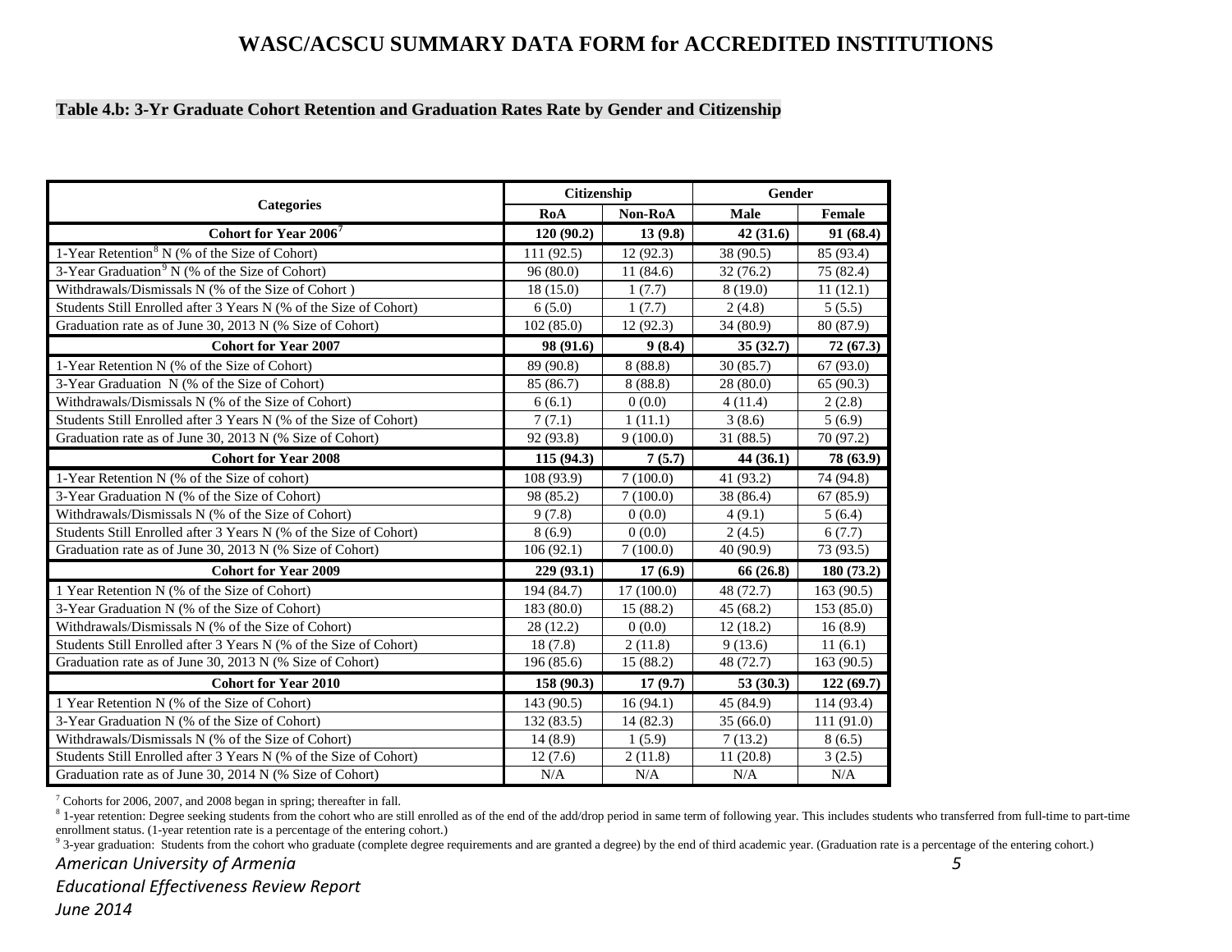# WASC/ACSCU SUMMARY DATA FORM for ACCREDITED INSTITUTIONS

### Table 4.b: 3-Yr Graduate Cohort Retention and Graduation Rates Rate by Gender and Citizenship

| Categories | Citizenship | | Gender | |
|---|---|---|---|---|
| | RoA | Non-RoA | Male | Female |
| **Cohort for Year 2006**[7] | **120 (90.2)** | **13 (9.8)** | **42 (31.6)** | **91 (68.4)** |
| 1-Year Retention[8] N (% of the Size of Cohort) | 111 (92.5) | 12 (92.3) | 38 (90.5) | 85 (93.4) |
| 3-Year Graduation[9] N (% of the Size of Cohort) | 96 (80.0) | 11 (84.6) | 32 (76.2) | 75 (82.4) |
| Withdrawals/Dismissals N (% of the Size of Cohort ) | 18 (15.0) | 1 (7.7) | 8 (19.0) | 11 (12.1) |
| Students Still Enrolled after 3 Years N (% of the Size of Cohort) | 6 (5.0) | 1 (7.7) | 2 (4.8) | 5 (5.5) |
| Graduation rate as of June 30, 2013 N (% Size of Cohort) | 102 (85.0) | 12 (92.3) | 34 (80.9) | 80 (87.9) |
| **Cohort for Year 2007** | **98 (91.6)** | **9 (8.4)** | **35 (32.7)** | **72 (67.3)** |
| 1-Year Retention N (% of the Size of Cohort) | 89 (90.8) | 8 (88.8) | 30 (85.7) | 67 (93.0) |
| 3-Year Graduation N (% of the Size of Cohort) | 85 (86.7) | 8 (88.8) | 28 (80.0) | 65 (90.3) |
| Withdrawals/Dismissals N (% of the Size of Cohort) | 6 (6.1) | 0 (0.0) | 4 (11.4) | 2 (2.8) |
| Students Still Enrolled after 3 Years N (% of the Size of Cohort) | 7 (7.1) | 1 (11.1) | 3 (8.6) | 5 (6.9) |
| Graduation rate as of June 30, 2013 N (% Size of Cohort) | 92 (93.8) | 9 (100.0) | 31 (88.5) | 70 (97.2) |
| **Cohort for Year 2008** | **115 (94.3)** | **7 (5.7)** | **44 (36.1)** | **78 (63.9)** |
| 1-Year Retention N (% of the Size of cohort) | 108 (93.9) | 7 (100.0) | 41 (93.2) | 74 (94.8) |
| 3-Year Graduation N (% of the Size of Cohort) | 98 (85.2) | 7 (100.0) | 38 (86.4) | 67 (85.9) |
| Withdrawals/Dismissals N (% of the Size of Cohort) | 9 (7.8) | 0 (0.0) | 4 (9.1) | 5 (6.4) |
| Students Still Enrolled after 3 Years N (% of the Size of Cohort) | 8 (6.9) | 0 (0.0) | 2 (4.5) | 6 (7.7) |
| Graduation rate as of June 30, 2013 N (% Size of Cohort) | 106 (92.1) | 7 (100.0) | 40 (90.9) | 73 (93.5) |
| **Cohort for Year 2009** | **229 (93.1)** | **17 (6.9)** | **66 (26.8)** | **180 (73.2)** |
| 1 Year Retention N (% of the Size of Cohort) | 194 (84.7) | 17 (100.0) | 48 (72.7) | 163 (90.5) |
| 3-Year Graduation N (% of the Size of Cohort) | 183 (80.0) | 15 (88.2) | 45 (68.2) | 153 (85.0) |
| Withdrawals/Dismissals N (% of the Size of Cohort) | 28 (12.2) | 0 (0.0) | 12 (18.2) | 16 (8.9) |
| Students Still Enrolled after 3 Years N (% of the Size of Cohort) | 18 (7.8) | 2 (11.8) | 9 (13.6) | 11 (6.1) |
| Graduation rate as of June 30, 2013 N (% Size of Cohort) | 196 (85.6) | 15 (88.2) | 48 (72.7) | 163 (90.5) |
| **Cohort for Year 2010** | **158 (90.3)** | **17 (9.7)** | **53 (30.3)** | **122 (69.7)** |
| 1 Year Retention N (% of the Size of Cohort) | 143 (90.5) | 16 (94.1) | 45 (84.9) | 114 (93.4) |
| 3-Year Graduation N (% of the Size of Cohort) | 132 (83.5) | 14 (82.3) | 35 (66.0) | 111 (91.0) |
| Withdrawals/Dismissals N (% of the Size of Cohort) | 14 (8.9) | 1 (5.9) | 7 (13.2) | 8 (6.5) |
| Students Still Enrolled after 3 Years N (% of the Size of Cohort) | 12 (7.6) | 2 (11.8) | 11 (20.8) | 3 (2.5) |
| Graduation rate as of June 30, 2014 N (% Size of Cohort) | N/A | N/A | N/A | N/A |

[7] Cohorts for 2006, 2007, and 2008 began in spring; thereafter in fall.

[8] 1-year retention: Degree seeking students from the cohort who are still enrolled as of the end of the add/drop period in same term of following year. This includes students who transferred from full-time to part-time enrollment status. (1-year retention rate is a percentage of the entering cohort.)

[9] 3-year graduation: Students from the cohort who graduate (complete degree requirements and are granted a degree) by the end of third academic year. (Graduation rate is a percentage of the entering cohort.)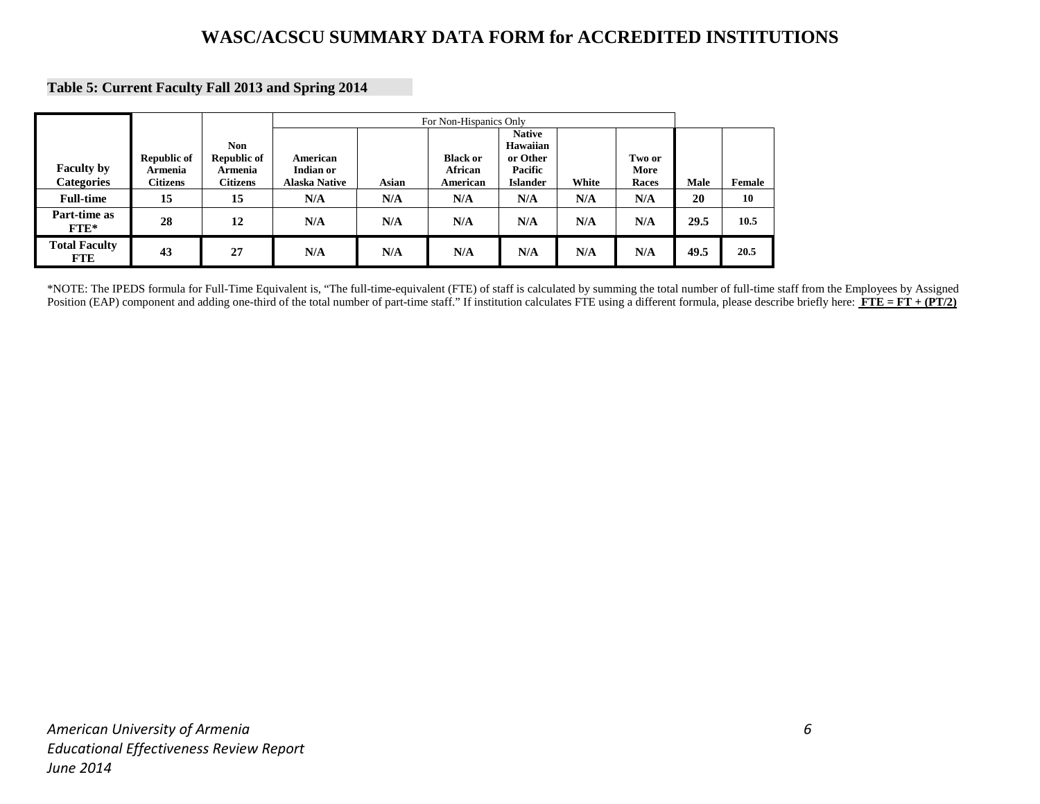# WASC/ACSCU SUMMARY DATA FORM for ACCREDITED INSTITUTIONS

**Table 5: Current Faculty Fall 2013 and Spring 2014**

| | | | For Non-Hispanics Only | | | | | | | |
|---|---|---|---|---|---|---|---|---|---|---|
| **Faculty by Categories** | **Republic of Armenia Citizens** | **Non Republic of Armenia Citizens** | **American Indian or Alaska Native** | **Asian** | **Black or African American** | **Native Hawaiian or Other Pacific Islander** | **White** | **Two or More Races** | **Male** | **Female** |
| **Full-time** | 15 | 15 | N/A | N/A | N/A | N/A | N/A | N/A | 20 | 10 |
| **Part-time as FTE*** | 28 | 12 | N/A | N/A | N/A | N/A | N/A | N/A | 29.5 | 10.5 |
| **Total Faculty FTE** | 43 | 27 | N/A | N/A | N/A | N/A | N/A | N/A | 49.5 | 20.5 |

*NOTE: The IPEDS formula for Full-Time Equivalent is, "The full-time-equivalent (FTE) of staff is calculated by summing the total number of full-time staff from the Employees by Assigned Position (EAP) component and adding one-third of the total number of part-time staff." If institution calculates FTE using a different formula, please describe briefly here: **FTE = FT + (PT/2)**